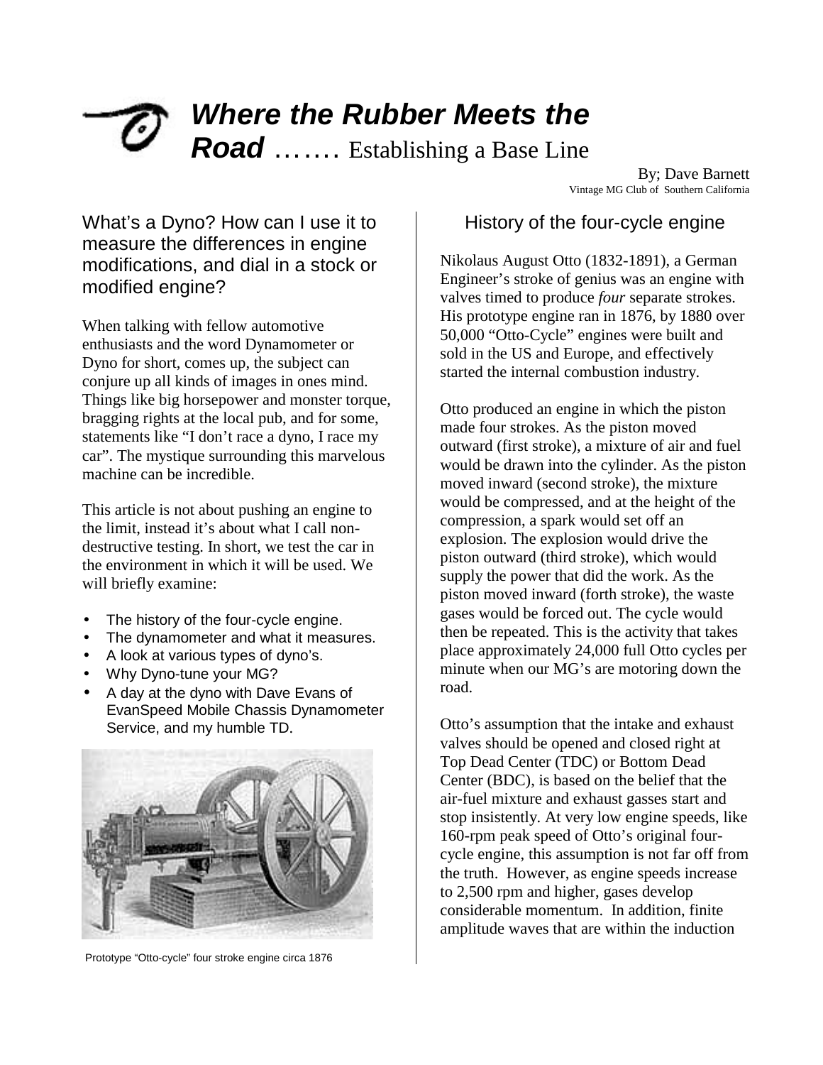# *Where the Rubber Meets the Road* ……. Establishing a Base Line

By; Dave Barnett
Vintage MG Club of Southern California

## What's a Dyno? How can I use it to measure the differences in engine modifications, and dial in a stock or modified engine?

When talking with fellow automotive enthusiasts and the word Dynamometer or Dyno for short, comes up, the subject can conjure up all kinds of images in ones mind. Things like big horsepower and monster torque, bragging rights at the local pub, and for some, statements like "I don't race a dyno, I race my car". The mystique surrounding this marvelous machine can be incredible.

This article is not about pushing an engine to the limit, instead it's about what I call non-destructive testing. In short, we test the car in the environment in which it will be used. We will briefly examine:

- The history of the four-cycle engine.
- The dynamometer and what it measures.
- A look at various types of dyno's.
- Why Dyno-tune your MG?
- A day at the dyno with Dave Evans of EvanSpeed Mobile Chassis Dynamometer Service, and my humble TD.

Prototype "Otto-cycle" four stroke engine circa 1876

## History of the four-cycle engine

Nikolaus August Otto (1832-1891), a German Engineer's stroke of genius was an engine with valves timed to produce *four* separate strokes. His prototype engine ran in 1876, by 1880 over 50,000 "Otto-Cycle" engines were built and sold in the US and Europe, and effectively started the internal combustion industry.

Otto produced an engine in which the piston made four strokes. As the piston moved outward (first stroke), a mixture of air and fuel would be drawn into the cylinder. As the piston moved inward (second stroke), the mixture would be compressed, and at the height of the compression, a spark would set off an explosion. The explosion would drive the piston outward (third stroke), which would supply the power that did the work. As the piston moved inward (forth stroke), the waste gases would be forced out. The cycle would then be repeated. This is the activity that takes place approximately 24,000 full Otto cycles per minute when our MG's are motoring down the road.

Otto's assumption that the intake and exhaust valves should be opened and closed right at Top Dead Center (TDC) or Bottom Dead Center (BDC), is based on the belief that the air-fuel mixture and exhaust gasses start and stop insistently. At very low engine speeds, like 160-rpm peak speed of Otto's original four-cycle engine, this assumption is not far off from the truth. However, as engine speeds increase to 2,500 rpm and higher, gases develop considerable momentum. In addition, finite amplitude waves that are within the induction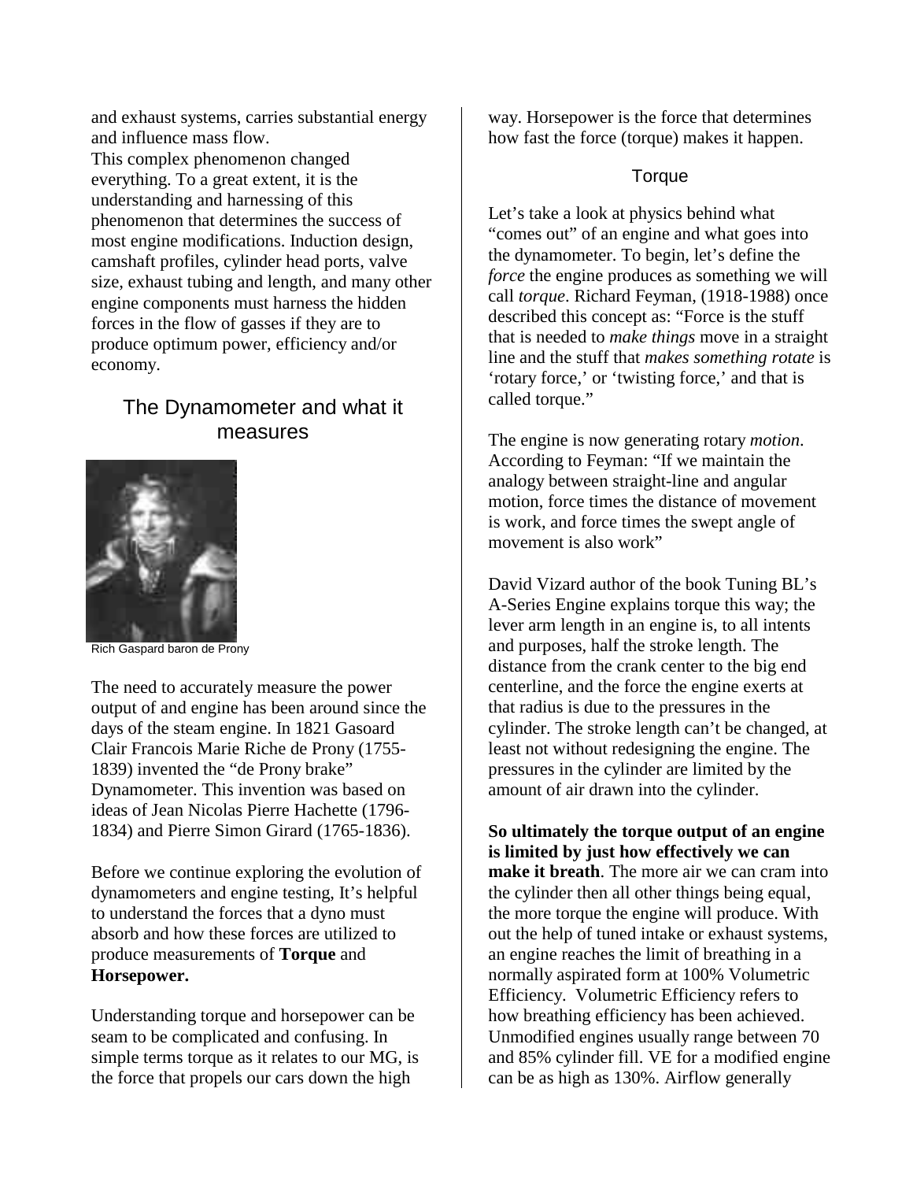and exhaust systems, carries substantial energy and influence mass flow.
This complex phenomenon changed everything. To a great extent, it is the understanding and harnessing of this phenomenon that determines the success of most engine modifications. Induction design, camshaft profiles, cylinder head ports, valve size, exhaust tubing and length, and many other engine components must harness the hidden forces in the flow of gasses if they are to produce optimum power, efficiency and/or economy.

## The Dynamometer and what it measures

Rich Gaspard baron de Prony

The need to accurately measure the power output of and engine has been around since the days of the steam engine. In 1821 Gasoard Clair Francois Marie Riche de Prony (1755-1839) invented the "de Prony brake" Dynamometer. This invention was based on ideas of Jean Nicolas Pierre Hachette (1796-1834) and Pierre Simon Girard (1765-1836).

Before we continue exploring the evolution of dynamometers and engine testing, It's helpful to understand the forces that a dyno must absorb and how these forces are utilized to produce measurements of **Torque** and **Horsepower.**

Understanding torque and horsepower can be seam to be complicated and confusing. In simple terms torque as it relates to our MG, is the force that propels our cars down the high way. Horsepower is the force that determines how fast the force (torque) makes it happen.

## Torque

Let's take a look at physics behind what "comes out" of an engine and what goes into the dynamometer. To begin, let's define the *force* the engine produces as something we will call *torque*. Richard Feyman, (1918-1988) once described this concept as: "Force is the stuff that is needed to *make things* move in a straight line and the stuff that *makes something rotate* is 'rotary force,' or 'twisting force,' and that is called torque."

The engine is now generating rotary *motion*. According to Feyman: "If we maintain the analogy between straight-line and angular motion, force times the distance of movement is work, and force times the swept angle of movement is also work"

David Vizard author of the book Tuning BL's A-Series Engine explains torque this way; the lever arm length in an engine is, to all intents and purposes, half the stroke length. The distance from the crank center to the big end centerline, and the force the engine exerts at that radius is due to the pressures in the cylinder. The stroke length can't be changed, at least not without redesigning the engine. The pressures in the cylinder are limited by the amount of air drawn into the cylinder.

**So ultimately the torque output of an engine is limited by just how effectively we can make it breath**. The more air we can cram into the cylinder then all other things being equal, the more torque the engine will produce. With out the help of tuned intake or exhaust systems, an engine reaches the limit of breathing in a normally aspirated form at 100% Volumetric Efficiency. Volumetric Efficiency refers to how breathing efficiency has been achieved. Unmodified engines usually range between 70 and 85% cylinder fill. VE for a modified engine can be as high as 130%. Airflow generally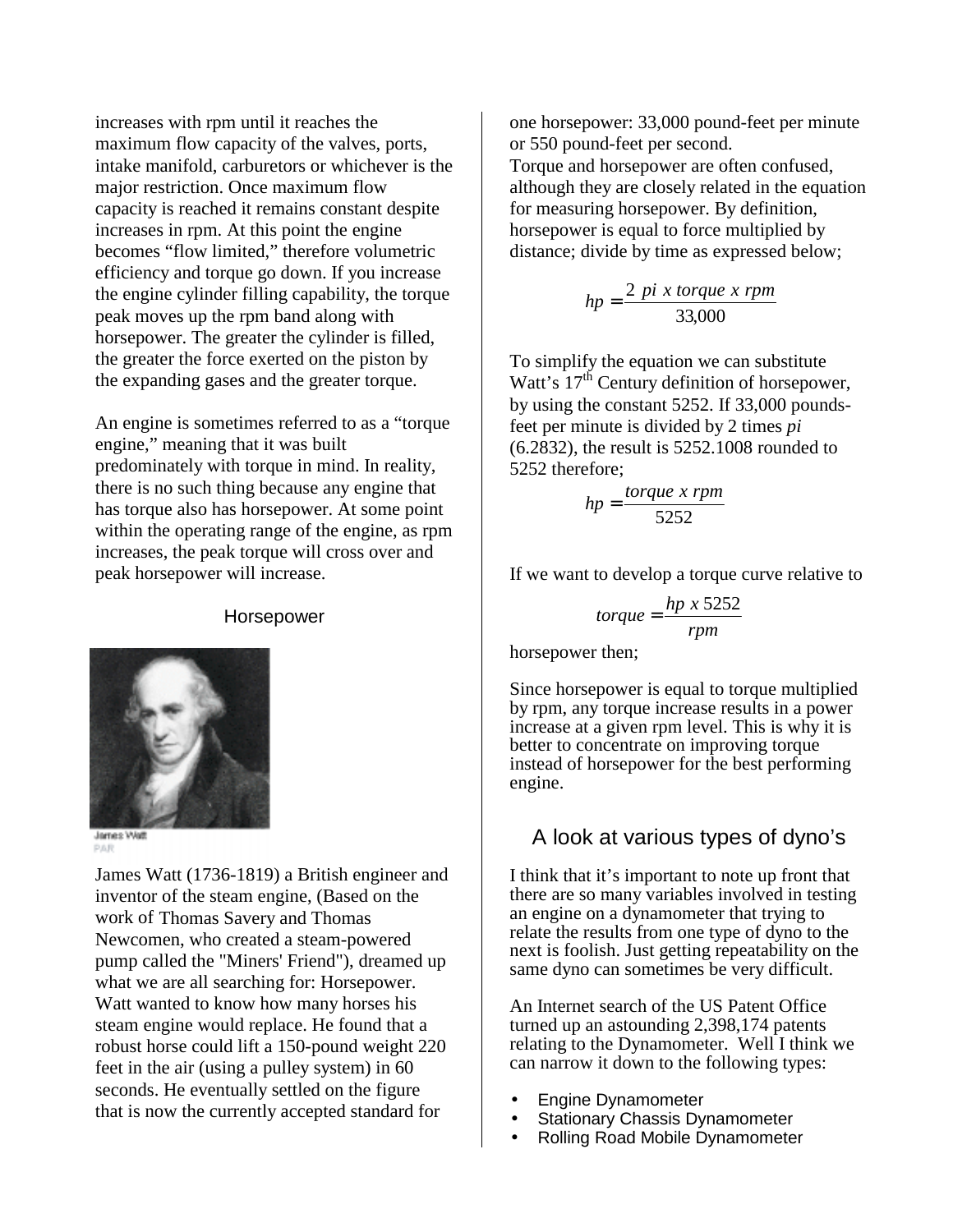increases with rpm until it reaches the maximum flow capacity of the valves, ports, intake manifold, carburetors or whichever is the major restriction. Once maximum flow capacity is reached it remains constant despite increases in rpm. At this point the engine becomes "flow limited," therefore volumetric efficiency and torque go down. If you increase the engine cylinder filling capability, the torque peak moves up the rpm band along with horsepower. The greater the cylinder is filled, the greater the force exerted on the piston by the expanding gases and the greater torque.

An engine is sometimes referred to as a "torque engine," meaning that it was built predominately with torque in mind. In reality, there is no such thing because any engine that has torque also has horsepower. At some point within the operating range of the engine, as rpm increases, the peak torque will cross over and peak horsepower will increase.

## Horsepower

James Watt
PAR

James Watt (1736-1819) a British engineer and inventor of the steam engine, (Based on the work of Thomas Savery and Thomas Newcomen, who created a steam-powered pump called the "Miners' Friend"), dreamed up what we are all searching for: Horsepower. Watt wanted to know how many horses his steam engine would replace. He found that a robust horse could lift a 150-pound weight 220 feet in the air (using a pulley system) in 60 seconds. He eventually settled on the figure that is now the currently accepted standard for one horsepower: 33,000 pound-feet per minute or 550 pound-feet per second.

Torque and horsepower are often confused, although they are closely related in the equation for measuring horsepower. By definition, horsepower is equal to force multiplied by distance; divide by time as expressed below;

$$hp = \frac{2\ pi\ x\ torque\ x\ rpm}{33{,}000}$$

To simplify the equation we can substitute Watt's 17th Century definition of horsepower, by using the constant 5252. If 33,000 pounds-feet per minute is divided by 2 times *pi* (6.2832), the result is 5252.1008 rounded to 5252 therefore;

$$hp = \frac{torque\ x\ rpm}{5252}$$

If we want to develop a torque curve relative to horsepower then;

$$torque = \frac{hp\ x\ 5252}{rpm}$$

Since horsepower is equal to torque multiplied by rpm, any torque increase results in a power increase at a given rpm level. This is why it is better to concentrate on improving torque instead of horsepower for the best performing engine.

## A look at various types of dyno's

I think that it's important to note up front that there are so many variables involved in testing an engine on a dynamometer that trying to relate the results from one type of dyno to the next is foolish. Just getting repeatability on the same dyno can sometimes be very difficult.

An Internet search of the US Patent Office turned up an astounding 2,398,174 patents relating to the Dynamometer. Well I think we can narrow it down to the following types:

- Engine Dynamometer
- Stationary Chassis Dynamometer
- Rolling Road Mobile Dynamometer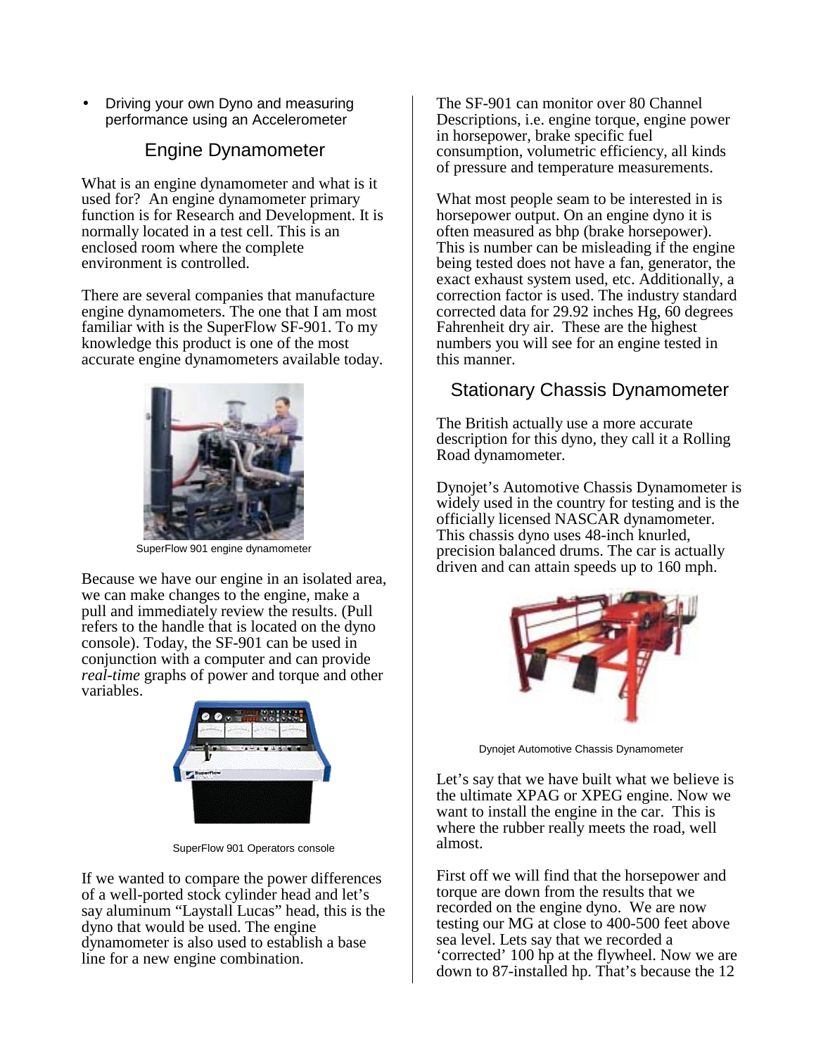- Driving your own Dyno and measuring performance using an Accelerometer

## Engine Dynamometer

What is an engine dynamometer and what is it used for? An engine dynamometer primary function is for Research and Development. It is normally located in a test cell. This is an enclosed room where the complete environment is controlled.

There are several companies that manufacture engine dynamometers. The one that I am most familiar with is the SuperFlow SF-901. To my knowledge this product is one of the most accurate engine dynamometers available today.

SuperFlow 901 engine dynamometer

Because we have our engine in an isolated area, we can make changes to the engine, make a pull and immediately review the results. (Pull refers to the handle that is located on the dyno console). Today, the SF-901 can be used in conjunction with a computer and can provide *real-time* graphs of power and torque and other variables.

SuperFlow 901 Operators console

If we wanted to compare the power differences of a well-ported stock cylinder head and let's say aluminum "Laystall Lucas" head, this is the dyno that would be used. The engine dynamometer is also used to establish a base line for a new engine combination.

The SF-901 can monitor over 80 Channel Descriptions, i.e. engine torque, engine power in horsepower, brake specific fuel consumption, volumetric efficiency, all kinds of pressure and temperature measurements.

What most people seam to be interested in is horsepower output. On an engine dyno it is often measured as bhp (brake horsepower). This is number can be misleading if the engine being tested does not have a fan, generator, the exact exhaust system used, etc. Additionally, a correction factor is used. The industry standard corrected data for 29.92 inches Hg, 60 degrees Fahrenheit dry air. These are the highest numbers you will see for an engine tested in this manner.

## Stationary Chassis Dynamometer

The British actually use a more accurate description for this dyno, they call it a Rolling Road dynamometer.

Dynojet's Automotive Chassis Dynamometer is widely used in the country for testing and is the officially licensed NASCAR dynamometer. This chassis dyno uses 48-inch knurled, precision balanced drums. The car is actually driven and can attain speeds up to 160 mph.

Dynojet Automotive Chassis Dynamometer

Let's say that we have built what we believe is the ultimate XPAG or XPEG engine. Now we want to install the engine in the car. This is where the rubber really meets the road, well almost.

First off we will find that the horsepower and torque are down from the results that we recorded on the engine dyno. We are now testing our MG at close to 400-500 feet above sea level. Lets say that we recorded a 'corrected' 100 hp at the flywheel. Now we are down to 87-installed hp. That's because the 12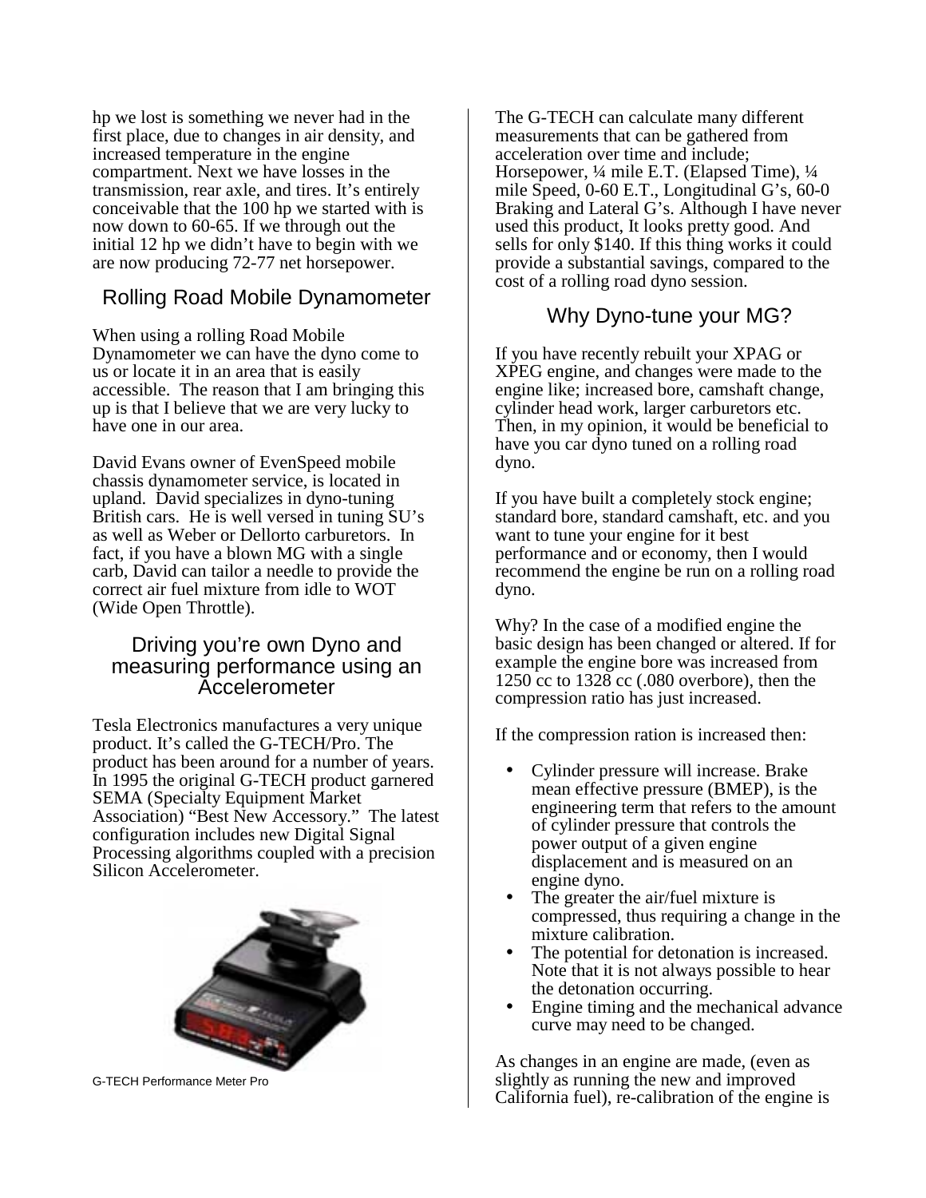hp we lost is something we never had in the first place, due to changes in air density, and increased temperature in the engine compartment. Next we have losses in the transmission, rear axle, and tires. It's entirely conceivable that the 100 hp we started with is now down to 60-65. If we through out the initial 12 hp we didn't have to begin with we are now producing 72-77 net horsepower.

## Rolling Road Mobile Dynamometer

When using a rolling Road Mobile Dynamometer we can have the dyno come to us or locate it in an area that is easily accessible. The reason that I am bringing this up is that I believe that we are very lucky to have one in our area.

David Evans owner of EvenSpeed mobile chassis dynamometer service, is located in upland. David specializes in dyno-tuning British cars. He is well versed in tuning SU's as well as Weber or Dellorto carburetors. In fact, if you have a blown MG with a single carb, David can tailor a needle to provide the correct air fuel mixture from idle to WOT (Wide Open Throttle).

## Driving you're own Dyno and measuring performance using an Accelerometer

Tesla Electronics manufactures a very unique product. It's called the G-TECH/Pro. The product has been around for a number of years. In 1995 the original G-TECH product garnered SEMA (Specialty Equipment Market Association) "Best New Accessory." The latest configuration includes new Digital Signal Processing algorithms coupled with a precision Silicon Accelerometer.

G-TECH Performance Meter Pro

The G-TECH can calculate many different measurements that can be gathered from acceleration over time and include; Horsepower, ¼ mile E.T. (Elapsed Time), ¼ mile Speed, 0-60 E.T., Longitudinal G's, 60-0 Braking and Lateral G's. Although I have never used this product, It looks pretty good. And sells for only $140. If this thing works it could provide a substantial savings, compared to the cost of a rolling road dyno session.

## Why Dyno-tune your MG?

If you have recently rebuilt your XPAG or XPEG engine, and changes were made to the engine like; increased bore, camshaft change, cylinder head work, larger carburetors etc. Then, in my opinion, it would be beneficial to have you car dyno tuned on a rolling road dyno.

If you have built a completely stock engine; standard bore, standard camshaft, etc. and you want to tune your engine for it best performance and or economy, then I would recommend the engine be run on a rolling road dyno.

Why? In the case of a modified engine the basic design has been changed or altered. If for example the engine bore was increased from 1250 cc to 1328 cc (.080 overbore), then the compression ratio has just increased.

If the compression ration is increased then:

- Cylinder pressure will increase. Brake mean effective pressure (BMEP), is the engineering term that refers to the amount of cylinder pressure that controls the power output of a given engine displacement and is measured on an engine dyno.
- The greater the air/fuel mixture is compressed, thus requiring a change in the mixture calibration.
- The potential for detonation is increased. Note that it is not always possible to hear the detonation occurring.
- Engine timing and the mechanical advance curve may need to be changed.

As changes in an engine are made, (even as slightly as running the new and improved California fuel), re-calibration of the engine is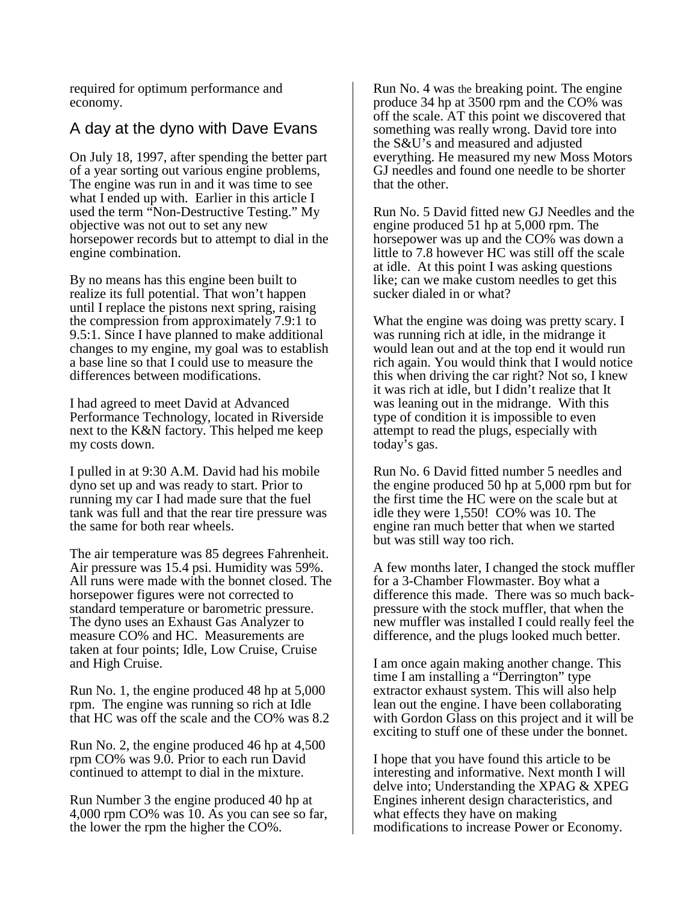required for optimum performance and economy.

## A day at the dyno with Dave Evans

On July 18, 1997, after spending the better part of a year sorting out various engine problems, The engine was run in and it was time to see what I ended up with. Earlier in this article I used the term "Non-Destructive Testing." My objective was not out to set any new horsepower records but to attempt to dial in the engine combination.

By no means has this engine been built to realize its full potential. That won't happen until I replace the pistons next spring, raising the compression from approximately 7.9:1 to 9.5:1. Since I have planned to make additional changes to my engine, my goal was to establish a base line so that I could use to measure the differences between modifications.

I had agreed to meet David at Advanced Performance Technology, located in Riverside next to the K&N factory. This helped me keep my costs down.

I pulled in at 9:30 A.M. David had his mobile dyno set up and was ready to start. Prior to running my car I had made sure that the fuel tank was full and that the rear tire pressure was the same for both rear wheels.

The air temperature was 85 degrees Fahrenheit. Air pressure was 15.4 psi. Humidity was 59%. All runs were made with the bonnet closed. The horsepower figures were not corrected to standard temperature or barometric pressure. The dyno uses an Exhaust Gas Analyzer to measure CO% and HC. Measurements are taken at four points; Idle, Low Cruise, Cruise and High Cruise.

Run No. 1, the engine produced 48 hp at 5,000 rpm. The engine was running so rich at Idle that HC was off the scale and the CO% was 8.2

Run No. 2, the engine produced 46 hp at 4,500 rpm CO% was 9.0. Prior to each run David continued to attempt to dial in the mixture.

Run Number 3 the engine produced 40 hp at 4,000 rpm CO% was 10. As you can see so far, the lower the rpm the higher the CO%.

Run No. 4 was the breaking point. The engine produce 34 hp at 3500 rpm and the CO% was off the scale. AT this point we discovered that something was really wrong. David tore into the S&U's and measured and adjusted everything. He measured my new Moss Motors GJ needles and found one needle to be shorter that the other.

Run No. 5 David fitted new GJ Needles and the engine produced 51 hp at 5,000 rpm. The horsepower was up and the CO% was down a little to 7.8 however HC was still off the scale at idle. At this point I was asking questions like; can we make custom needles to get this sucker dialed in or what?

What the engine was doing was pretty scary. I was running rich at idle, in the midrange it would lean out and at the top end it would run rich again. You would think that I would notice this when driving the car right? Not so, I knew it was rich at idle, but I didn't realize that It was leaning out in the midrange. With this type of condition it is impossible to even attempt to read the plugs, especially with today's gas.

Run No. 6 David fitted number 5 needles and the engine produced 50 hp at 5,000 rpm but for the first time the HC were on the scale but at idle they were 1,550! CO% was 10. The engine ran much better that when we started but was still way too rich.

A few months later, I changed the stock muffler for a 3-Chamber Flowmaster. Boy what a difference this made. There was so much back-pressure with the stock muffler, that when the new muffler was installed I could really feel the difference, and the plugs looked much better.

I am once again making another change. This time I am installing a "Derrington" type extractor exhaust system. This will also help lean out the engine. I have been collaborating with Gordon Glass on this project and it will be exciting to stuff one of these under the bonnet.

I hope that you have found this article to be interesting and informative. Next month I will delve into; Understanding the XPAG & XPEG Engines inherent design characteristics, and what effects they have on making modifications to increase Power or Economy.